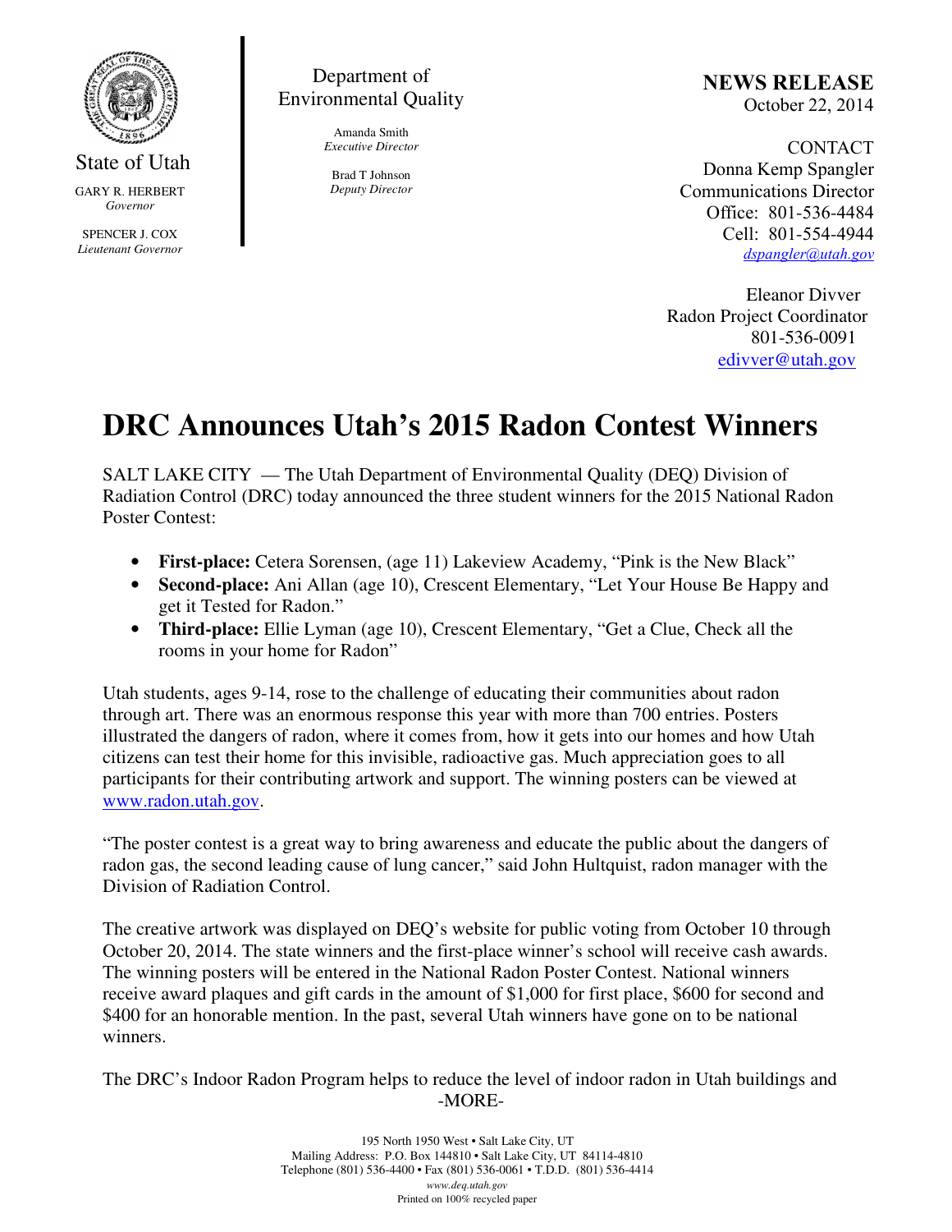State of Utah

GARY R. HERBERT
*Governor*

SPENCER J. COX
*Lieutenant Governor*

Department of Environmental Quality

Amanda Smith
*Executive Director*

Brad T Johnson
*Deputy Director*

**NEWS RELEASE**
October 22, 2014

CONTACT
Donna Kemp Spangler
Communications Director
Office: 801-536-4484
Cell: 801-554-4944
dspangler@utah.gov

Eleanor Divver
Radon Project Coordinator
801-536-0091
edivver@utah.gov

# DRC Announces Utah's 2015 Radon Contest Winners

SALT LAKE CITY — The Utah Department of Environmental Quality (DEQ) Division of Radiation Control (DRC) today announced the three student winners for the 2015 National Radon Poster Contest:

- **First-place:** Cetera Sorensen, (age 11) Lakeview Academy, "Pink is the New Black"
- **Second-place:** Ani Allan (age 10), Crescent Elementary, "Let Your House Be Happy and get it Tested for Radon."
- **Third-place:** Ellie Lyman (age 10), Crescent Elementary, "Get a Clue, Check all the rooms in your home for Radon"

Utah students, ages 9-14, rose to the challenge of educating their communities about radon through art. There was an enormous response this year with more than 700 entries. Posters illustrated the dangers of radon, where it comes from, how it gets into our homes and how Utah citizens can test their home for this invisible, radioactive gas. Much appreciation goes to all participants for their contributing artwork and support. The winning posters can be viewed at www.radon.utah.gov.

"The poster contest is a great way to bring awareness and educate the public about the dangers of radon gas, the second leading cause of lung cancer," said John Hultquist, radon manager with the Division of Radiation Control.

The creative artwork was displayed on DEQ's website for public voting from October 10 through October 20, 2014. The state winners and the first-place winner's school will receive cash awards. The winning posters will be entered in the National Radon Poster Contest. National winners receive award plaques and gift cards in the amount of $1,000 for first place, $600 for second and $400 for an honorable mention. In the past, several Utah winners have gone on to be national winners.

The DRC's Indoor Radon Program helps to reduce the level of indoor radon in Utah buildings and

-MORE-

195 North 1950 West • Salt Lake City, UT
Mailing Address: P.O. Box 144810 • Salt Lake City, UT 84114-4810
Telephone (801) 536-4400 • Fax (801) 536-0061 • T.D.D. (801) 536-4414
*www.deq.utah.gov*
Printed on 100% recycled paper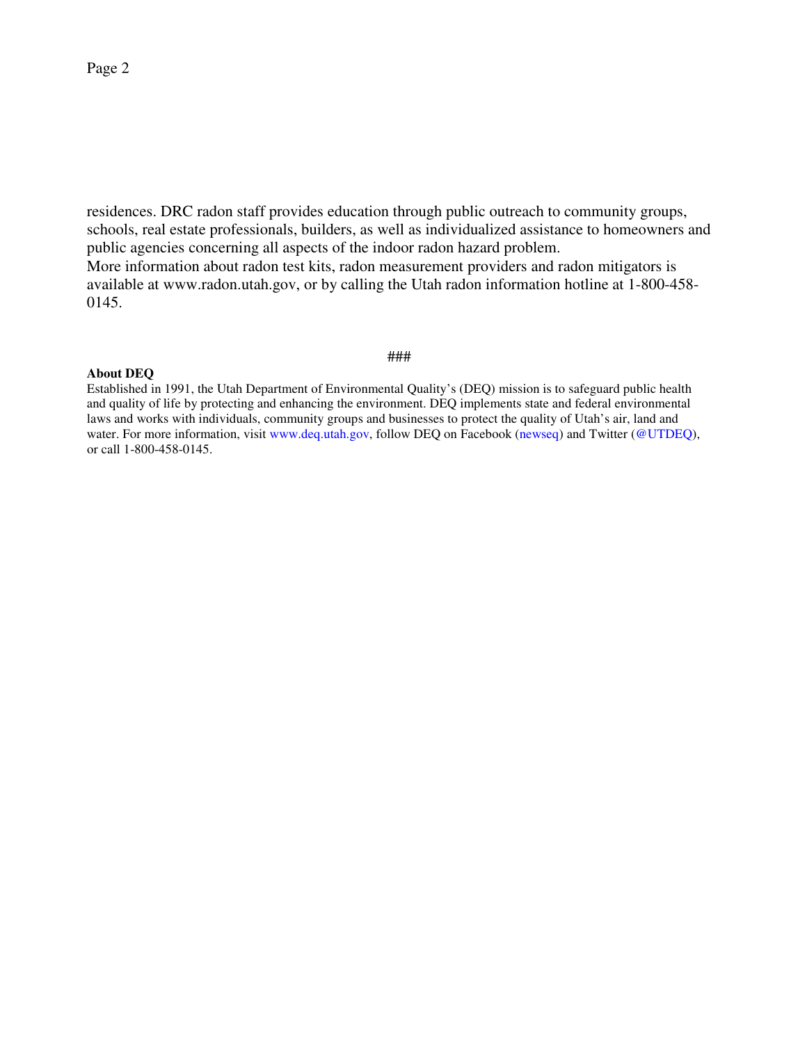residences. DRC radon staff provides education through public outreach to community groups, schools, real estate professionals, builders, as well as individualized assistance to homeowners and public agencies concerning all aspects of the indoor radon hazard problem.

More information about radon test kits, radon measurement providers and radon mitigators is available at www.radon.utah.gov, or by calling the Utah radon information hotline at 1-800-458-0145.

###

**About DEQ**

Established in 1991, the Utah Department of Environmental Quality's (DEQ) mission is to safeguard public health and quality of life by protecting and enhancing the environment. DEQ implements state and federal environmental laws and works with individuals, community groups and businesses to protect the quality of Utah's air, land and water. For more information, visit www.deq.utah.gov, follow DEQ on Facebook (newseq) and Twitter (@UTDEQ), or call 1-800-458-0145.